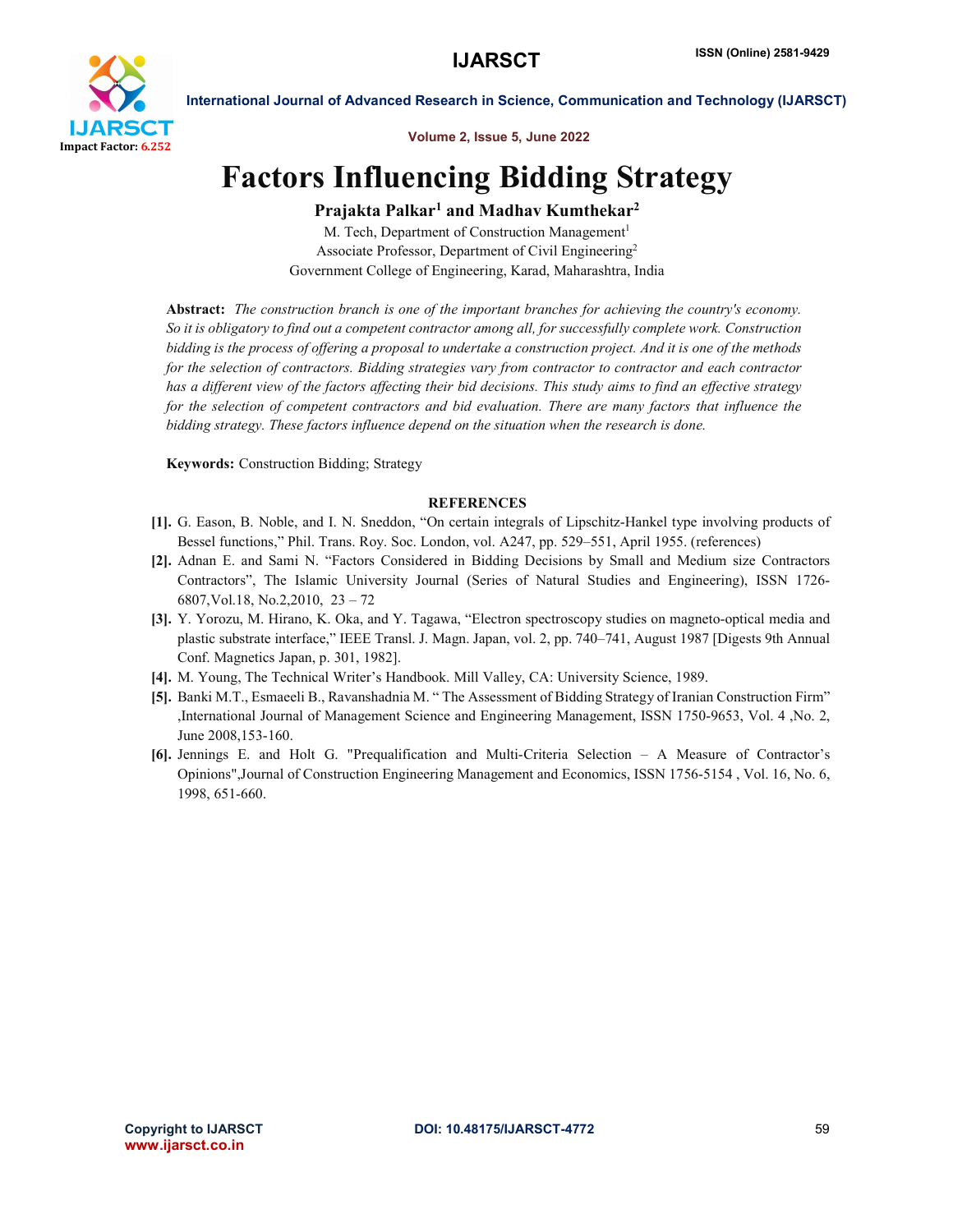# Factors Influencing Bidding Strategy

**Prajakta Palkar[1] and Madhav Kumthekar[2]**

M. Tech, Department of Construction Management[1]

Associate Professor, Department of Civil Engineering[2]

Government College of Engineering, Karad, Maharashtra, India

**Abstract:** *The construction branch is one of the important branches for achieving the country's economy. So it is obligatory to find out a competent contractor among all, for successfully complete work. Construction bidding is the process of offering a proposal to undertake a construction project. And it is one of the methods for the selection of contractors. Bidding strategies vary from contractor to contractor and each contractor has a different view of the factors affecting their bid decisions. This study aims to find an effective strategy for the selection of competent contractors and bid evaluation. There are many factors that influence the bidding strategy. These factors influence depend on the situation when the research is done.*

**Keywords:** Construction Bidding; Strategy

## REFERENCES

**[1].** G. Eason, B. Noble, and I. N. Sneddon, "On certain integrals of Lipschitz-Hankel type involving products of Bessel functions," Phil. Trans. Roy. Soc. London, vol. A247, pp. 529–551, April 1955. (references)

**[2].** Adnan E. and Sami N. "Factors Considered in Bidding Decisions by Small and Medium size Contractors Contractors", The Islamic University Journal (Series of Natural Studies and Engineering), ISSN 1726-6807,Vol.18, No.2,2010, 23 – 72

**[3].** Y. Yorozu, M. Hirano, K. Oka, and Y. Tagawa, "Electron spectroscopy studies on magneto-optical media and plastic substrate interface," IEEE Transl. J. Magn. Japan, vol. 2, pp. 740–741, August 1987 [Digests 9th Annual Conf. Magnetics Japan, p. 301, 1982].

**[4].** M. Young, The Technical Writer's Handbook. Mill Valley, CA: University Science, 1989.

**[5].** Banki M.T., Esmaeeli B., Ravanshadnia M. " The Assessment of Bidding Strategy of Iranian Construction Firm" ,International Journal of Management Science and Engineering Management, ISSN 1750-9653, Vol. 4 ,No. 2, June 2008,153-160.

**[6].** Jennings E. and Holt G. "Prequalification and Multi-Criteria Selection – A Measure of Contractor's Opinions",Journal of Construction Engineering Management and Economics, ISSN 1756-5154 , Vol. 16, No. 6, 1998, 651-660.